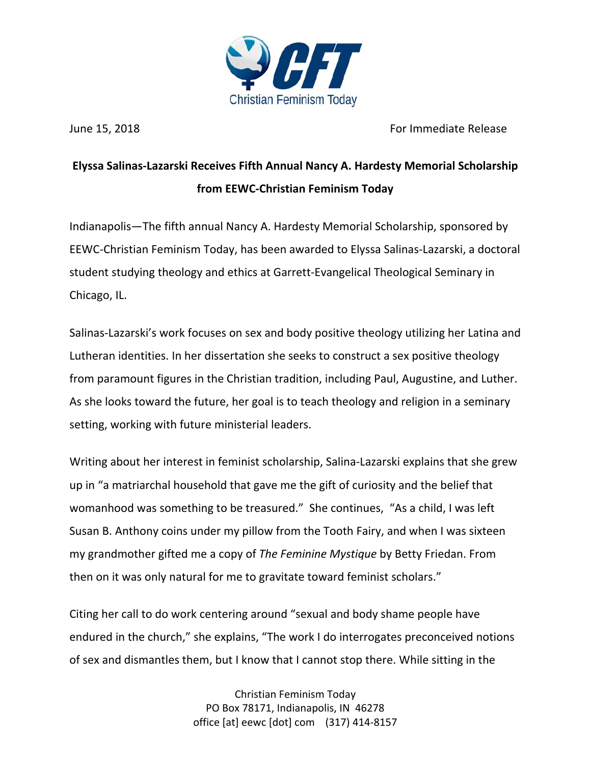Christian Feminism Today

June 15, 2018 For Immediate Release

**Elyssa Salinas-Lazarski Receives Fifth Annual Nancy A. Hardesty Memorial Scholarship from EEWC-Christian Feminism Today**

Indianapolis—The fifth annual Nancy A. Hardesty Memorial Scholarship, sponsored by EEWC-Christian Feminism Today, has been awarded to Elyssa Salinas-Lazarski, a doctoral student studying theology and ethics at Garrett-Evangelical Theological Seminary in Chicago, IL.

Salinas-Lazarski's work focuses on sex and body positive theology utilizing her Latina and Lutheran identities. In her dissertation she seeks to construct a sex positive theology from paramount figures in the Christian tradition, including Paul, Augustine, and Luther. As she looks toward the future, her goal is to teach theology and religion in a seminary setting, working with future ministerial leaders.

Writing about her interest in feminist scholarship, Salina-Lazarski explains that she grew up in "a matriarchal household that gave me the gift of curiosity and the belief that womanhood was something to be treasured." She continues, "As a child, I was left Susan B. Anthony coins under my pillow from the Tooth Fairy, and when I was sixteen my grandmother gifted me a copy of *The Feminine Mystique* by Betty Friedan. From then on it was only natural for me to gravitate toward feminist scholars."

Citing her call to do work centering around "sexual and body shame people have endured in the church," she explains, "The work I do interrogates preconceived notions of sex and dismantles them, but I know that I cannot stop there. While sitting in the

Christian Feminism Today
PO Box 78171, Indianapolis, IN 46278
office [at] eewc [dot] com (317) 414-8157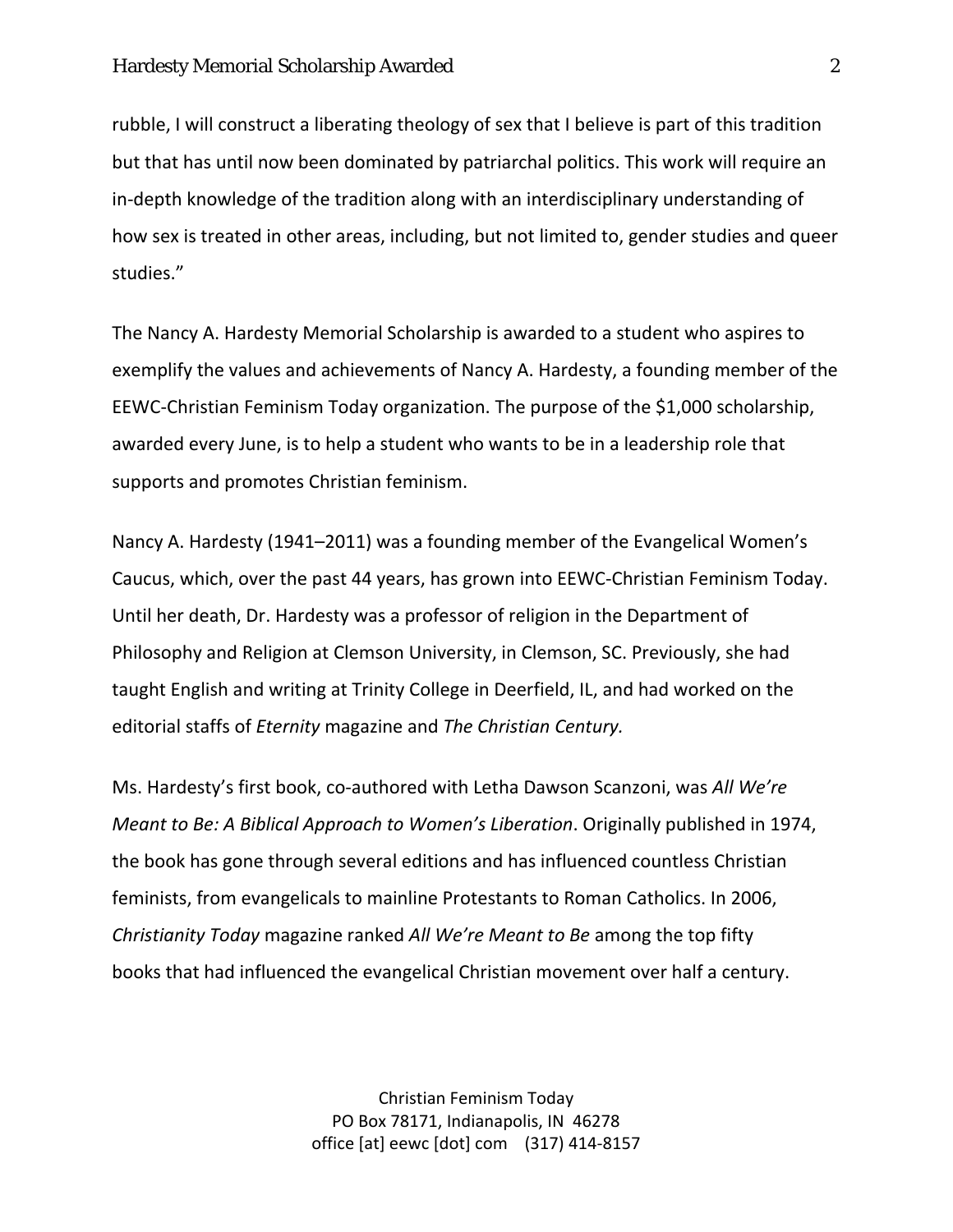rubble, I will construct a liberating theology of sex that I believe is part of this tradition but that has until now been dominated by patriarchal politics. This work will require an in-depth knowledge of the tradition along with an interdisciplinary understanding of how sex is treated in other areas, including, but not limited to, gender studies and queer studies."

The Nancy A. Hardesty Memorial Scholarship is awarded to a student who aspires to exemplify the values and achievements of Nancy A. Hardesty, a founding member of the EEWC-Christian Feminism Today organization. The purpose of the $1,000 scholarship, awarded every June, is to help a student who wants to be in a leadership role that supports and promotes Christian feminism.

Nancy A. Hardesty (1941–2011) was a founding member of the Evangelical Women's Caucus, which, over the past 44 years, has grown into EEWC-Christian Feminism Today. Until her death, Dr. Hardesty was a professor of religion in the Department of Philosophy and Religion at Clemson University, in Clemson, SC. Previously, she had taught English and writing at Trinity College in Deerfield, IL, and had worked on the editorial staffs of *Eternity* magazine and *The Christian Century.*

Ms. Hardesty's first book, co-authored with Letha Dawson Scanzoni, was *All We're Meant to Be: A Biblical Approach to Women's Liberation*. Originally published in 1974, the book has gone through several editions and has influenced countless Christian feminists, from evangelicals to mainline Protestants to Roman Catholics. In 2006, *Christianity Today* magazine ranked *All We're Meant to Be* among the top fifty books that had influenced the evangelical Christian movement over half a century.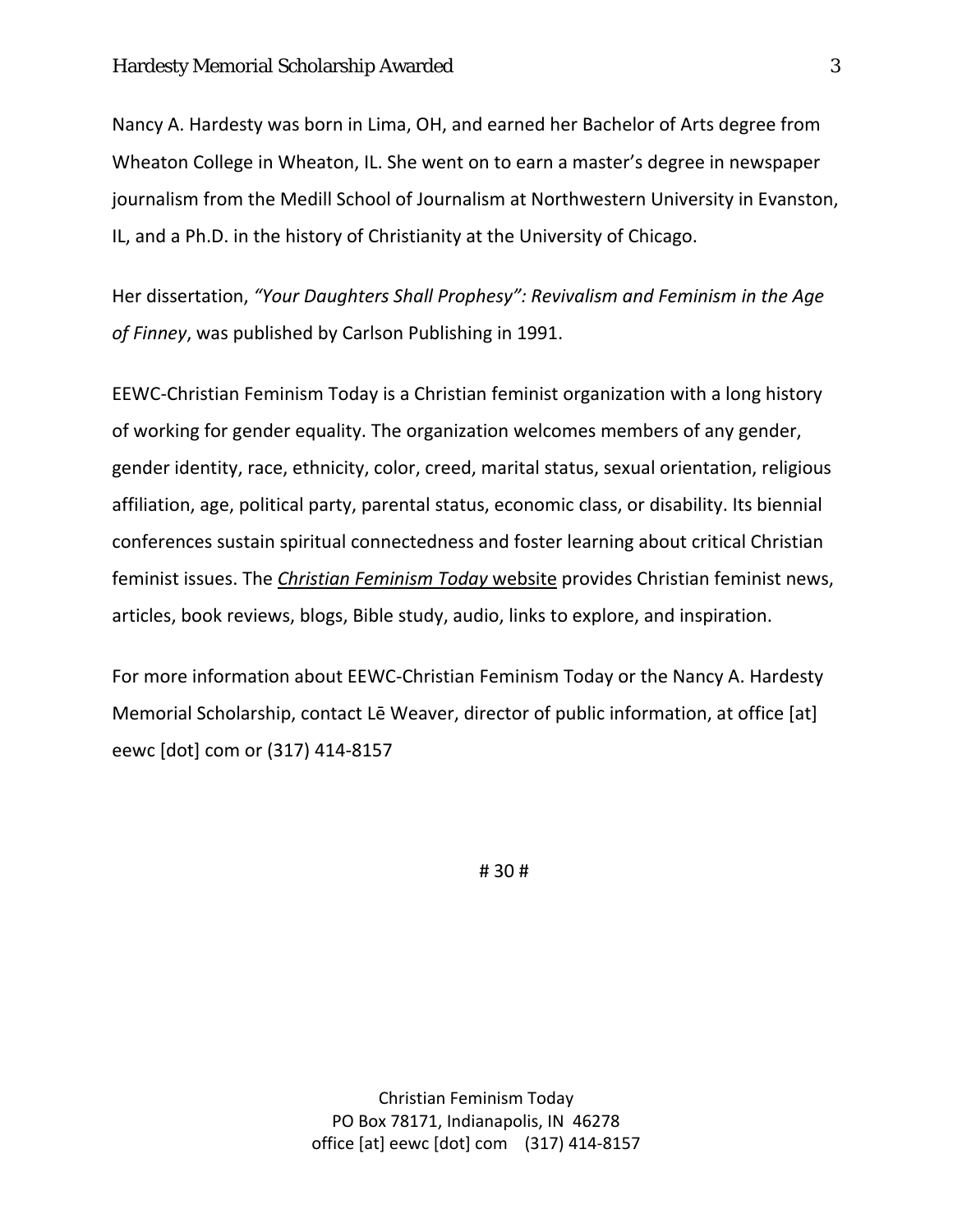Nancy A. Hardesty was born in Lima, OH, and earned her Bachelor of Arts degree from Wheaton College in Wheaton, IL. She went on to earn a master's degree in newspaper journalism from the Medill School of Journalism at Northwestern University in Evanston, IL, and a Ph.D. in the history of Christianity at the University of Chicago.

Her dissertation, *"Your Daughters Shall Prophesy": Revivalism and Feminism in the Age of Finney*, was published by Carlson Publishing in 1991.

EEWC-Christian Feminism Today is a Christian feminist organization with a long history of working for gender equality. The organization welcomes members of any gender, gender identity, race, ethnicity, color, creed, marital status, sexual orientation, religious affiliation, age, political party, parental status, economic class, or disability. Its biennial conferences sustain spiritual connectedness and foster learning about critical Christian feminist issues. The *Christian Feminism Today* website provides Christian feminist news, articles, book reviews, blogs, Bible study, audio, links to explore, and inspiration.

For more information about EEWC-Christian Feminism Today or the Nancy A. Hardesty Memorial Scholarship, contact Lē Weaver, director of public information, at office [at] eewc [dot] com or (317) 414-8157

# 30 #

Christian Feminism Today
PO Box 78171, Indianapolis, IN 46278
office [at] eewc [dot] com (317) 414-8157